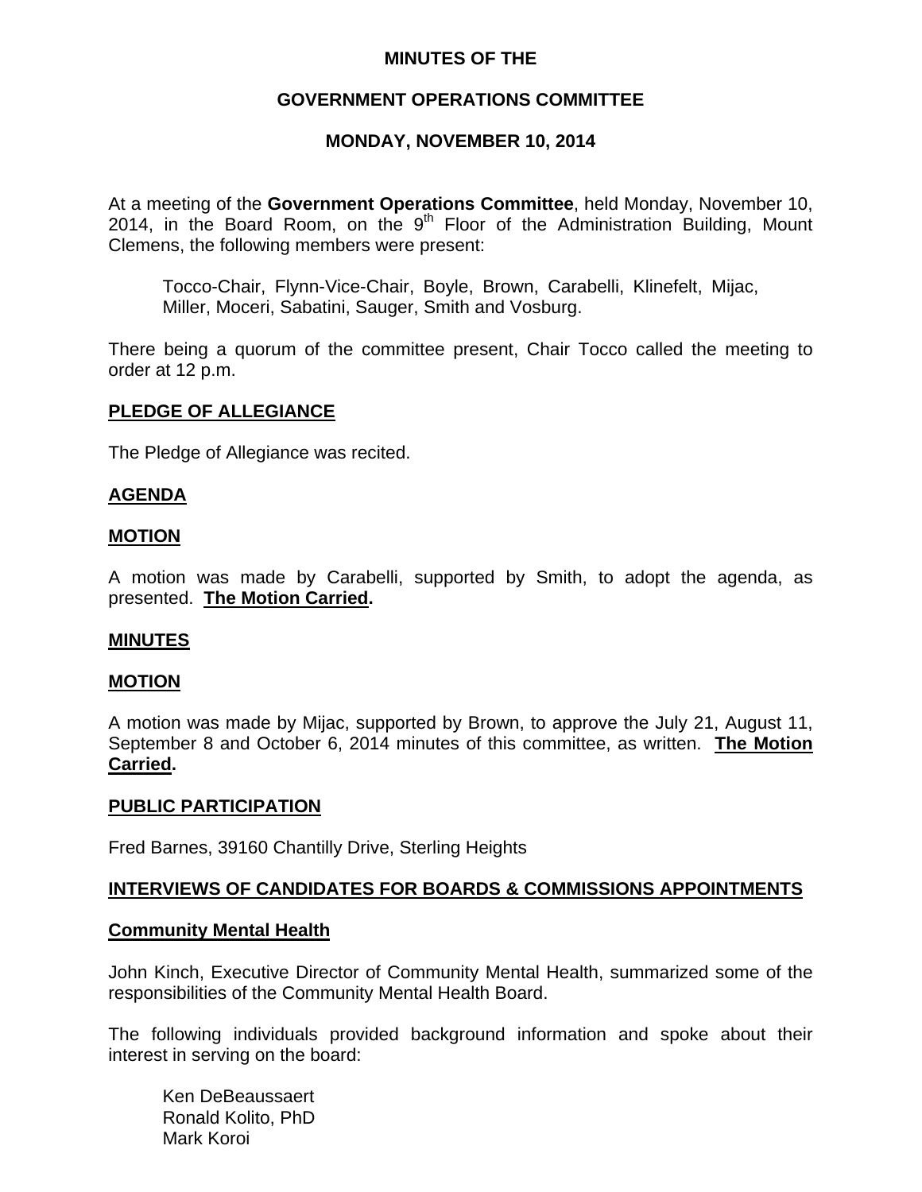# MINUTES OF THE

# GOVERNMENT OPERATIONS COMMITTEE

# MONDAY, NOVEMBER 10, 2014

At a meeting of the **Government Operations Committee**, held Monday, November 10, 2014, in the Board Room, on the 9th Floor of the Administration Building, Mount Clemens, the following members were present:

> Tocco-Chair, Flynn-Vice-Chair, Boyle, Brown, Carabelli, Klinefelt, Mijac, Miller, Moceri, Sabatini, Sauger, Smith and Vosburg.

There being a quorum of the committee present, Chair Tocco called the meeting to order at 12 p.m.

## PLEDGE OF ALLEGIANCE

The Pledge of Allegiance was recited.

## AGENDA

## MOTION

A motion was made by Carabelli, supported by Smith, to adopt the agenda, as presented. **The Motion Carried.**

## MINUTES

## MOTION

A motion was made by Mijac, supported by Brown, to approve the July 21, August 11, September 8 and October 6, 2014 minutes of this committee, as written. **The Motion Carried.**

## PUBLIC PARTICIPATION

Fred Barnes, 39160 Chantilly Drive, Sterling Heights

## INTERVIEWS OF CANDIDATES FOR BOARDS & COMMISSIONS APPOINTMENTS

### Community Mental Health

John Kinch, Executive Director of Community Mental Health, summarized some of the responsibilities of the Community Mental Health Board.

The following individuals provided background information and spoke about their interest in serving on the board:

> Ken DeBeaussaert
> Ronald Kolito, PhD
> Mark Koroi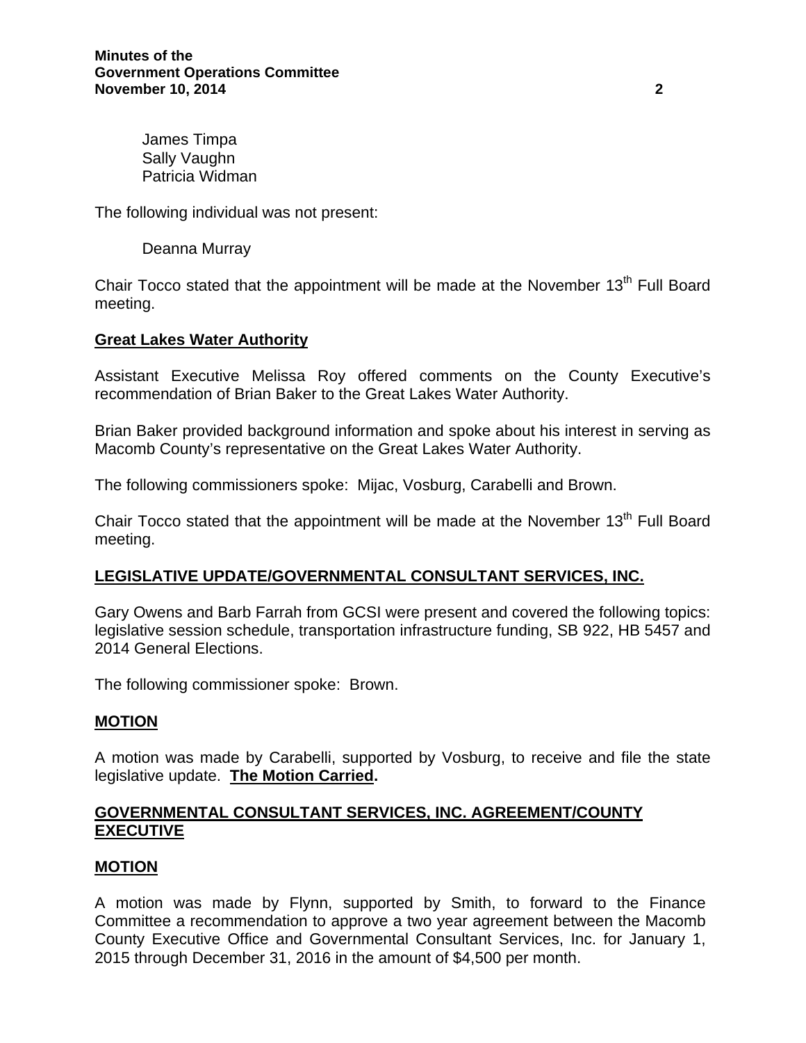James Timpa
Sally Vaughn
Patricia Widman

The following individual was not present:

Deanna Murray

Chair Tocco stated that the appointment will be made at the November 13th Full Board meeting.

**Great Lakes Water Authority**

Assistant Executive Melissa Roy offered comments on the County Executive's recommendation of Brian Baker to the Great Lakes Water Authority.

Brian Baker provided background information and spoke about his interest in serving as Macomb County's representative on the Great Lakes Water Authority.

The following commissioners spoke: Mijac, Vosburg, Carabelli and Brown.

Chair Tocco stated that the appointment will be made at the November 13th Full Board meeting.

**LEGISLATIVE UPDATE/GOVERNMENTAL CONSULTANT SERVICES, INC.**

Gary Owens and Barb Farrah from GCSI were present and covered the following topics: legislative session schedule, transportation infrastructure funding, SB 922, HB 5457 and 2014 General Elections.

The following commissioner spoke: Brown.

**MOTION**

A motion was made by Carabelli, supported by Vosburg, to receive and file the state legislative update. **The Motion Carried.**

**GOVERNMENTAL CONSULTANT SERVICES, INC. AGREEMENT/COUNTY EXECUTIVE**

**MOTION**

A motion was made by Flynn, supported by Smith, to forward to the Finance Committee a recommendation to approve a two year agreement between the Macomb County Executive Office and Governmental Consultant Services, Inc. for January 1, 2015 through December 31, 2016 in the amount of $4,500 per month.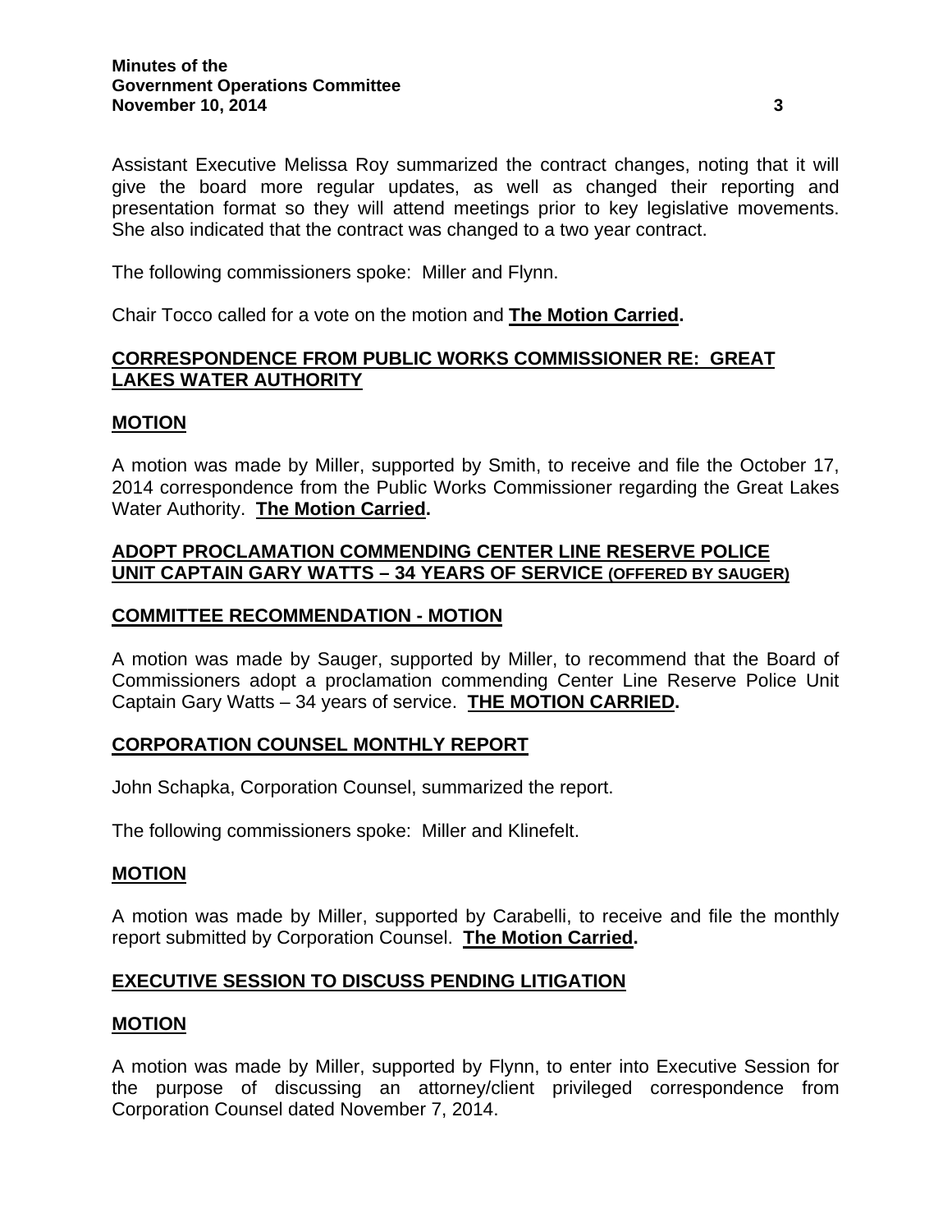Assistant Executive Melissa Roy summarized the contract changes, noting that it will give the board more regular updates, as well as changed their reporting and presentation format so they will attend meetings prior to key legislative movements. She also indicated that the contract was changed to a two year contract.

The following commissioners spoke: Miller and Flynn.

Chair Tocco called for a vote on the motion and **The Motion Carried.**

## CORRESPONDENCE FROM PUBLIC WORKS COMMISSIONER RE: GREAT LAKES WATER AUTHORITY

### MOTION

A motion was made by Miller, supported by Smith, to receive and file the October 17, 2014 correspondence from the Public Works Commissioner regarding the Great Lakes Water Authority. **The Motion Carried.**

## ADOPT PROCLAMATION COMMENDING CENTER LINE RESERVE POLICE UNIT CAPTAIN GARY WATTS – 34 YEARS OF SERVICE (OFFERED BY SAUGER)

### COMMITTEE RECOMMENDATION - MOTION

A motion was made by Sauger, supported by Miller, to recommend that the Board of Commissioners adopt a proclamation commending Center Line Reserve Police Unit Captain Gary Watts – 34 years of service. **THE MOTION CARRIED.**

## CORPORATION COUNSEL MONTHLY REPORT

John Schapka, Corporation Counsel, summarized the report.

The following commissioners spoke: Miller and Klinefelt.

### MOTION

A motion was made by Miller, supported by Carabelli, to receive and file the monthly report submitted by Corporation Counsel. **The Motion Carried.**

## EXECUTIVE SESSION TO DISCUSS PENDING LITIGATION

### MOTION

A motion was made by Miller, supported by Flynn, to enter into Executive Session for the purpose of discussing an attorney/client privileged correspondence from Corporation Counsel dated November 7, 2014.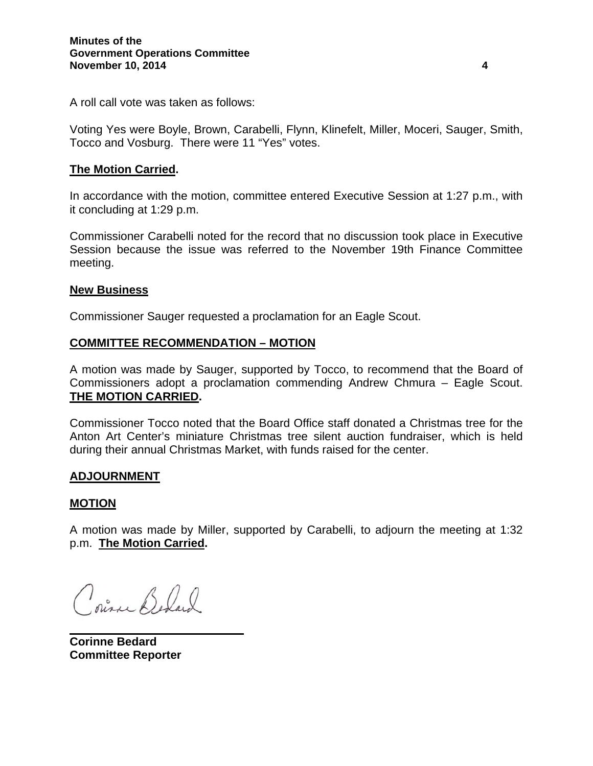A roll call vote was taken as follows:

Voting Yes were Boyle, Brown, Carabelli, Flynn, Klinefelt, Miller, Moceri, Sauger, Smith, Tocco and Vosburg. There were 11 "Yes" votes.

**The Motion Carried.**

In accordance with the motion, committee entered Executive Session at 1:27 p.m., with it concluding at 1:29 p.m.

Commissioner Carabelli noted for the record that no discussion took place in Executive Session because the issue was referred to the November 19th Finance Committee meeting.

**New Business**

Commissioner Sauger requested a proclamation for an Eagle Scout.

**COMMITTEE RECOMMENDATION – MOTION**

A motion was made by Sauger, supported by Tocco, to recommend that the Board of Commissioners adopt a proclamation commending Andrew Chmura – Eagle Scout. **THE MOTION CARRIED.**

Commissioner Tocco noted that the Board Office staff donated a Christmas tree for the Anton Art Center's miniature Christmas tree silent auction fundraiser, which is held during their annual Christmas Market, with funds raised for the center.

**ADJOURNMENT**

**MOTION**

A motion was made by Miller, supported by Carabelli, to adjourn the meeting at 1:32 p.m. **The Motion Carried.**

Corinne Bedard

**Corinne Bedard**
**Committee Reporter**